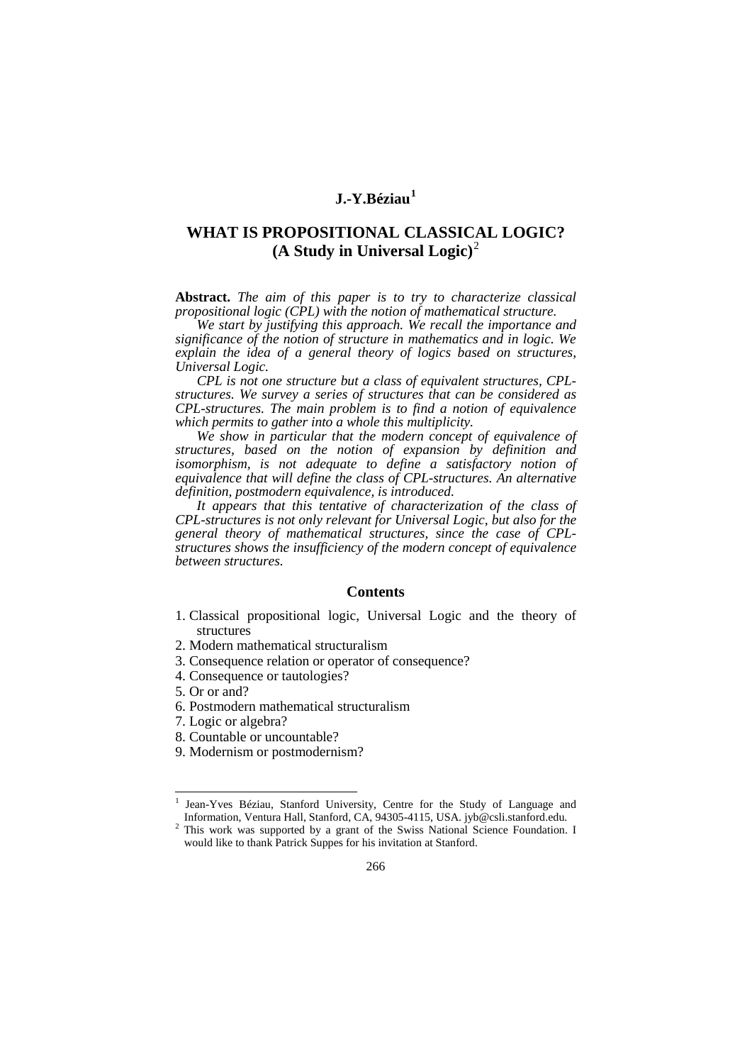**J.-Y.Béziau**[1]

# WHAT IS PROPOSITIONAL CLASSICAL LOGIC? (A Study in Universal Logic)[2]

**Abstract.** *The aim of this paper is to try to characterize classical propositional logic (CPL) with the notion of mathematical structure.*

*We start by justifying this approach. We recall the importance and significance of the notion of structure in mathematics and in logic. We explain the idea of a general theory of logics based on structures, Universal Logic.*

*CPL is not one structure but a class of equivalent structures, CPL-structures. We survey a series of structures that can be considered as CPL-structures. The main problem is to find a notion of equivalence which permits to gather into a whole this multiplicity.*

*We show in particular that the modern concept of equivalence of structures, based on the notion of expansion by definition and isomorphism, is not adequate to define a satisfactory notion of equivalence that will define the class of CPL-structures. An alternative definition, postmodern equivalence, is introduced.*

*It appears that this tentative of characterization of the class of CPL-structures is not only relevant for Universal Logic, but also for the general theory of mathematical structures, since the case of CPL-structures shows the insufficiency of the modern concept of equivalence between structures.*

## Contents

1. Classical propositional logic, Universal Logic and the theory of structures
2. Modern mathematical structuralism
3. Consequence relation or operator of consequence?
4. Consequence or tautologies?
5. Or or and?
6. Postmodern mathematical structuralism
7. Logic or algebra?
8. Countable or uncountable?
9. Modernism or postmodernism?

---

[1] Jean-Yves Béziau, Stanford University, Centre for the Study of Language and Information, Ventura Hall, Stanford, CA, 94305-4115, USA. jyb@csli.stanford.edu.

[2] This work was supported by a grant of the Swiss National Science Foundation. I would like to thank Patrick Suppes for his invitation at Stanford.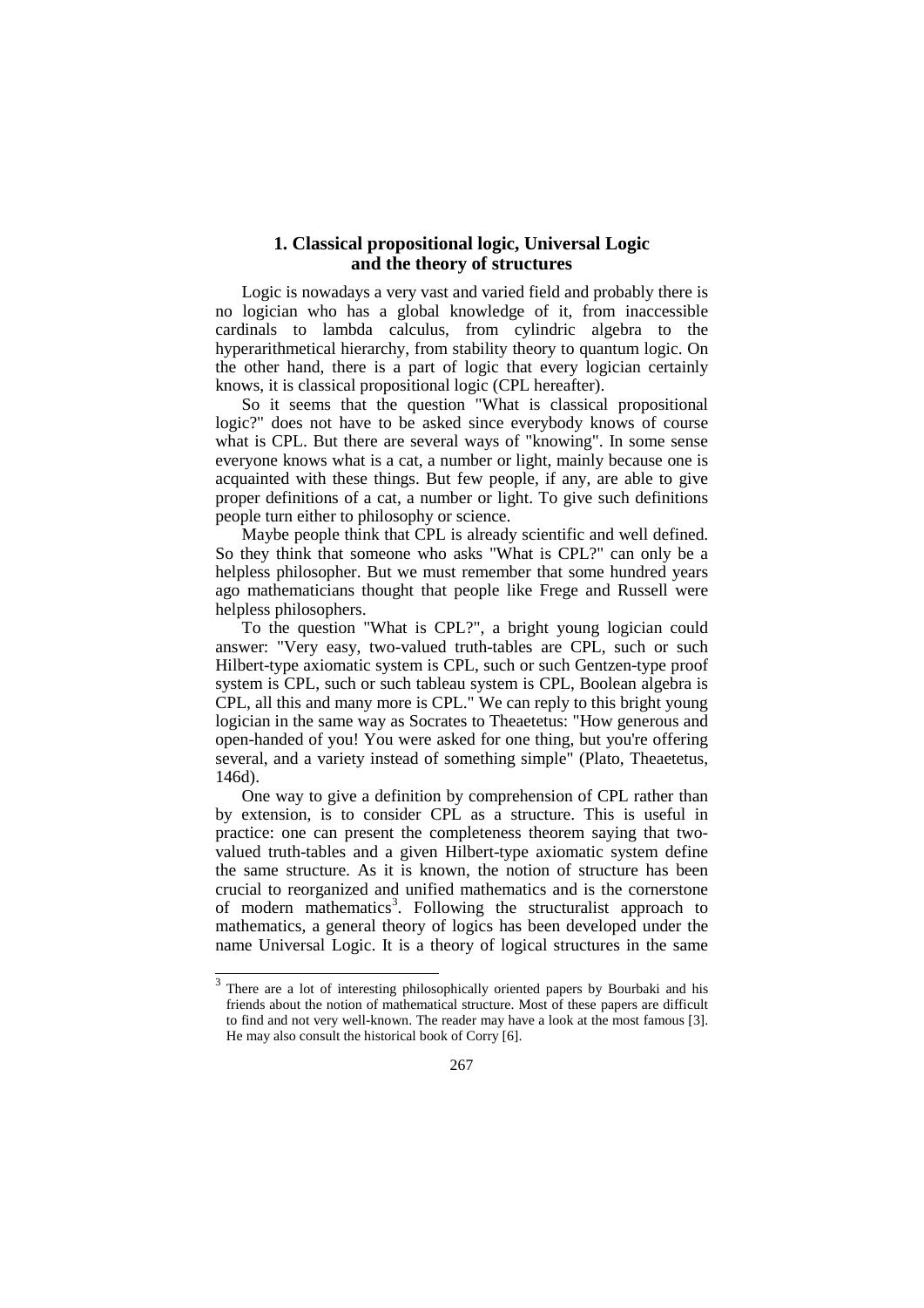## 1. Classical propositional logic, Universal Logic and the theory of structures

Logic is nowadays a very vast and varied field and probably there is no logician who has a global knowledge of it, from inaccessible cardinals to lambda calculus, from cylindric algebra to the hyperarithmetical hierarchy, from stability theory to quantum logic. On the other hand, there is a part of logic that every logician certainly knows, it is classical propositional logic (CPL hereafter).

So it seems that the question "What is classical propositional logic?" does not have to be asked since everybody knows of course what is CPL. But there are several ways of "knowing". In some sense everyone knows what is a cat, a number or light, mainly because one is acquainted with these things. But few people, if any, are able to give proper definitions of a cat, a number or light. To give such definitions people turn either to philosophy or science.

Maybe people think that CPL is already scientific and well defined. So they think that someone who asks "What is CPL?" can only be a helpless philosopher. But we must remember that some hundred years ago mathematicians thought that people like Frege and Russell were helpless philosophers.

To the question "What is CPL?", a bright young logician could answer: "Very easy, two-valued truth-tables are CPL, such or such Hilbert-type axiomatic system is CPL, such or such Gentzen-type proof system is CPL, such or such tableau system is CPL, Boolean algebra is CPL, all this and many more is CPL." We can reply to this bright young logician in the same way as Socrates to Theaetetus: "How generous and open-handed of you! You were asked for one thing, but you're offering several, and a variety instead of something simple" (Plato, Theaetetus, 146d).

One way to give a definition by comprehension of CPL rather than by extension, is to consider CPL as a structure. This is useful in practice: one can present the completeness theorem saying that two-valued truth-tables and a given Hilbert-type axiomatic system define the same structure. As it is known, the notion of structure has been crucial to reorganized and unified mathematics and is the cornerstone of modern mathematics[3]. Following the structuralist approach to mathematics, a general theory of logics has been developed under the name Universal Logic. It is a theory of logical structures in the same

---

[3] There are a lot of interesting philosophically oriented papers by Bourbaki and his friends about the notion of mathematical structure. Most of these papers are difficult to find and not very well-known. The reader may have a look at the most famous [3]. He may also consult the historical book of Corry [6].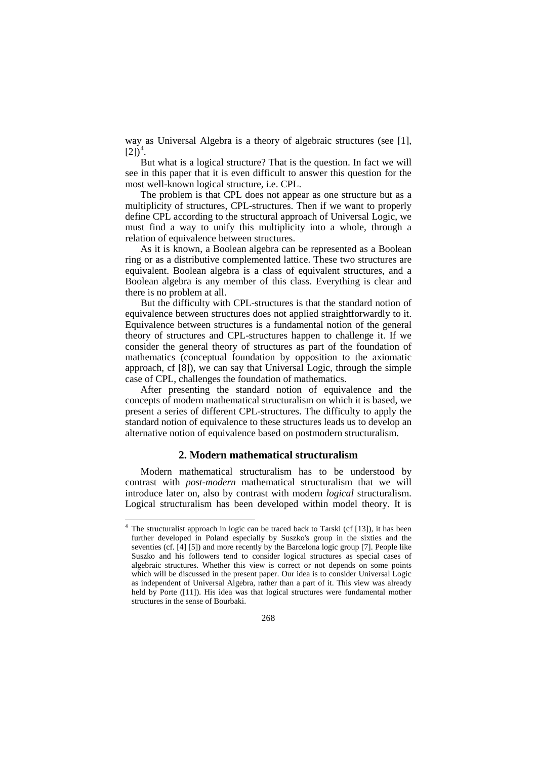way as Universal Algebra is a theory of algebraic structures (see [1], [2])[4].

But what is a logical structure? That is the question. In fact we will see in this paper that it is even difficult to answer this question for the most well-known logical structure, i.e. CPL.

The problem is that CPL does not appear as one structure but as a multiplicity of structures, CPL-structures. Then if we want to properly define CPL according to the structural approach of Universal Logic, we must find a way to unify this multiplicity into a whole, through a relation of equivalence between structures.

As it is known, a Boolean algebra can be represented as a Boolean ring or as a distributive complemented lattice. These two structures are equivalent. Boolean algebra is a class of equivalent structures, and a Boolean algebra is any member of this class. Everything is clear and there is no problem at all.

But the difficulty with CPL-structures is that the standard notion of equivalence between structures does not applied straightforwardly to it. Equivalence between structures is a fundamental notion of the general theory of structures and CPL-structures happen to challenge it. If we consider the general theory of structures as part of the foundation of mathematics (conceptual foundation by opposition to the axiomatic approach, cf [8]), we can say that Universal Logic, through the simple case of CPL, challenges the foundation of mathematics.

After presenting the standard notion of equivalence and the concepts of modern mathematical structuralism on which it is based, we present a series of different CPL-structures. The difficulty to apply the standard notion of equivalence to these structures leads us to develop an alternative notion of equivalence based on postmodern structuralism.

## 2. Modern mathematical structuralism

Modern mathematical structuralism has to be understood by contrast with *post-modern* mathematical structuralism that we will introduce later on, also by contrast with modern *logical* structuralism. Logical structuralism has been developed within model theory. It is

---

[4] The structuralist approach in logic can be traced back to Tarski (cf [13]), it has been further developed in Poland especially by Suszko's group in the sixties and the seventies (cf. [4] [5]) and more recently by the Barcelona logic group [7]. People like Suszko and his followers tend to consider logical structures as special cases of algebraic structures. Whether this view is correct or not depends on some points which will be discussed in the present paper. Our idea is to consider Universal Logic as independent of Universal Algebra, rather than a part of it. This view was already held by Porte ([11]). His idea was that logical structures were fundamental mother structures in the sense of Bourbaki.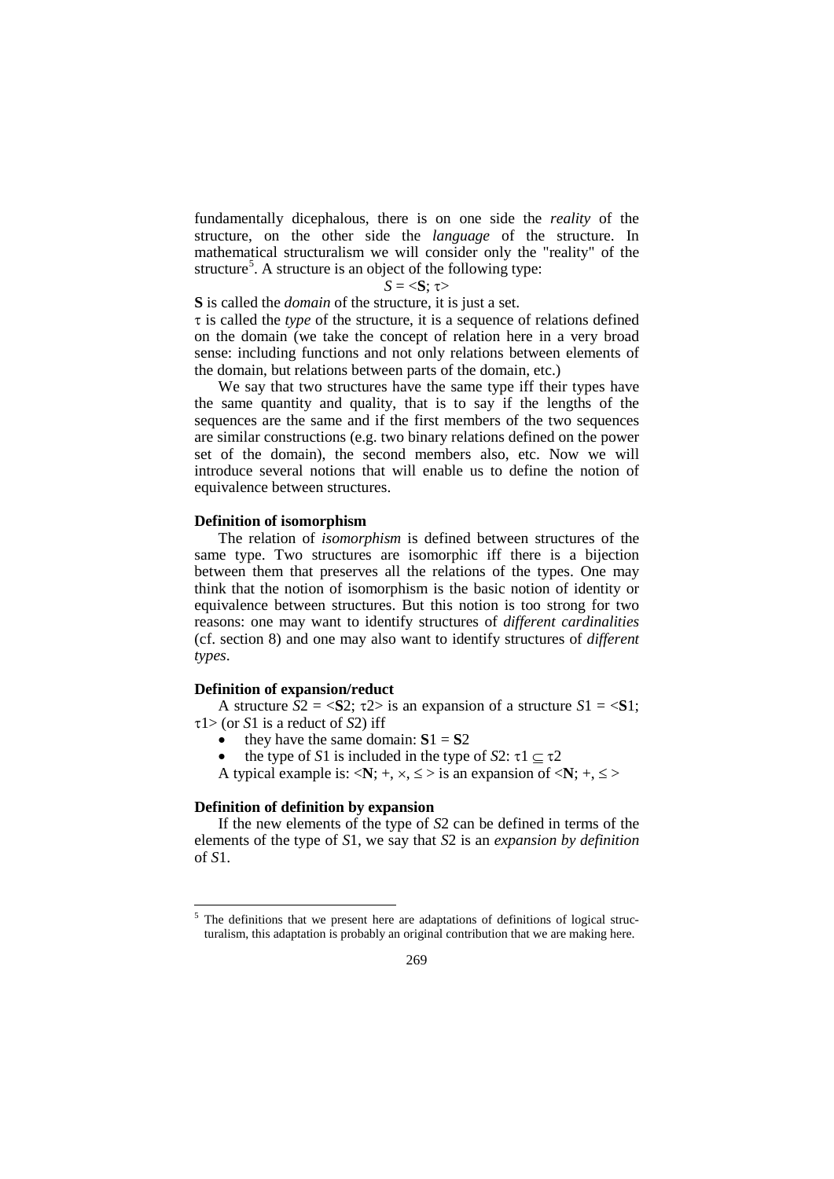fundamentally dicephalous, there is on one side the *reality* of the structure, on the other side the *language* of the structure. In mathematical structuralism we will consider only the "reality" of the structure[5]. A structure is an object of the following type:

$$S = \langle \mathbf{S}; \tau \rangle$$

**S** is called the *domain* of the structure, it is just a set.

$\tau$ is called the *type* of the structure, it is a sequence of relations defined on the domain (we take the concept of relation here in a very broad sense: including functions and not only relations between elements of the domain, but relations between parts of the domain, etc.)

We say that two structures have the same type iff their types have the same quantity and quality, that is to say if the lengths of the sequences are the same and if the first members of the two sequences are similar constructions (e.g. two binary relations defined on the power set of the domain), the second members also, etc. Now we will introduce several notions that will enable us to define the notion of equivalence between structures.

**Definition of isomorphism**

The relation of *isomorphism* is defined between structures of the same type. Two structures are isomorphic iff there is a bijection between them that preserves all the relations of the types. One may think that the notion of isomorphism is the basic notion of identity or equivalence between structures. But this notion is too strong for two reasons: one may want to identify structures of *different cardinalities* (cf. section 8) and one may also want to identify structures of *different types*.

**Definition of expansion/reduct**

A structure $S2 = \langle \mathbf{S}2; \tau 2 \rangle$ is an expansion of a structure $S1 = \langle \mathbf{S}1; \tau 1 \rangle$ (or $S1$ is a reduct of $S2$) iff

- they have the same domain: $\mathbf{S}1 = \mathbf{S}2$
- the type of $S1$ is included in the type of $S2$: $\tau 1 \subseteq \tau 2$

A typical example is: $\langle \mathbf{N}; +, \times, \leq \rangle$ is an expansion of $\langle \mathbf{N}; +, \leq \rangle$

**Definition of definition by expansion**

If the new elements of the type of $S2$ can be defined in terms of the elements of the type of $S1$, we say that $S2$ is an *expansion by definition* of $S1$.

---

[5] The definitions that we present here are adaptations of definitions of logical structuralism, this adaptation is probably an original contribution that we are making here.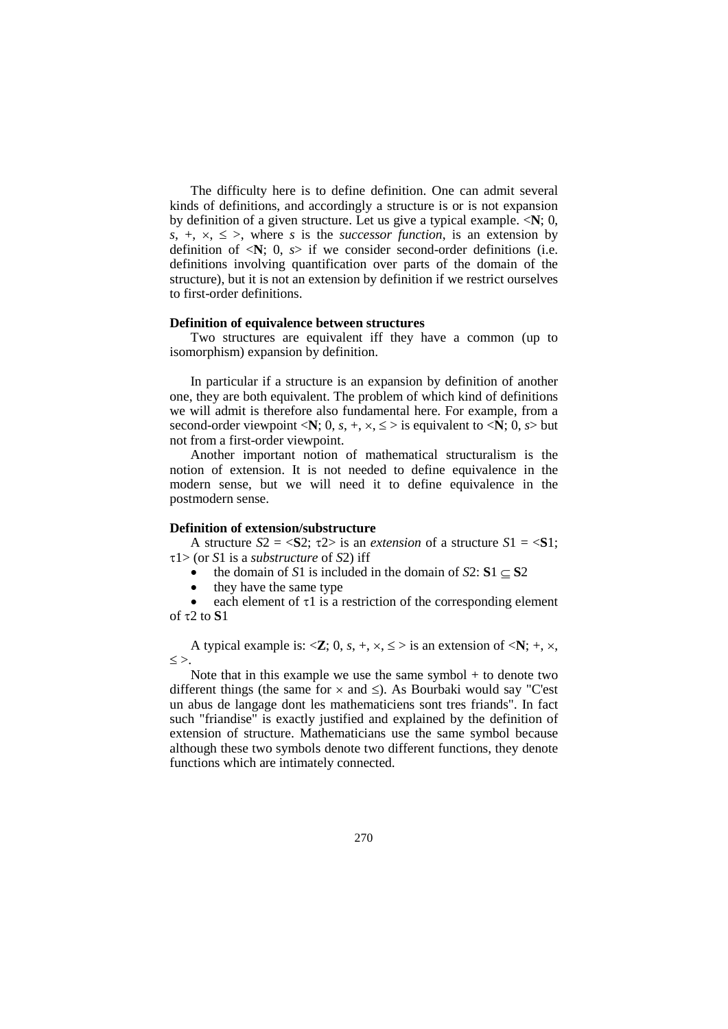The difficulty here is to define definition. One can admit several kinds of definitions, and accordingly a structure is or is not expansion by definition of a given structure. Let us give a typical example. $<\mathbf{N}; 0, s, +, \times, \leq>$, where $s$ is the *successor function*, is an extension by definition of $<\mathbf{N}; 0, s>$ if we consider second-order definitions (i.e. definitions involving quantification over parts of the domain of the structure), but it is not an extension by definition if we restrict ourselves to first-order definitions.

**Definition of equivalence between structures**

Two structures are equivalent iff they have a common (up to isomorphism) expansion by definition.

In particular if a structure is an expansion by definition of another one, they are both equivalent. The problem of which kind of definitions we will admit is therefore also fundamental here. For example, from a second-order viewpoint $<\mathbf{N}; 0, s, +, \times, \leq>$ is equivalent to $<\mathbf{N}; 0, s>$ but not from a first-order viewpoint.

Another important notion of mathematical structuralism is the notion of extension. It is not needed to define equivalence in the modern sense, but we will need it to define equivalence in the postmodern sense.

**Definition of extension/substructure**

A structure $S2 = <\mathbf{S2}; \tau 2>$ is an *extension* of a structure $S1 = <\mathbf{S1}; \tau 1>$ (or $S1$ is a *substructure* of $S2$) iff

- the domain of $S1$ is included in the domain of $S2$: $\mathbf{S1} \subseteq \mathbf{S2}$
- they have the same type
- each element of $\tau 1$ is a restriction of the corresponding element of $\tau 2$ to $\mathbf{S1}$

A typical example is: $<\mathbf{Z}; 0, s, +, \times, \leq>$ is an extension of $<\mathbf{N}; +, \times, \leq>$.

Note that in this example we use the same symbol + to denote two different things (the same for $\times$ and $\leq$). As Bourbaki would say "C'est un abus de langage dont les mathematiciens sont tres friands". In fact such "friandise" is exactly justified and explained by the definition of extension of structure. Mathematicians use the same symbol because although these two symbols denote two different functions, they denote functions which are intimately connected.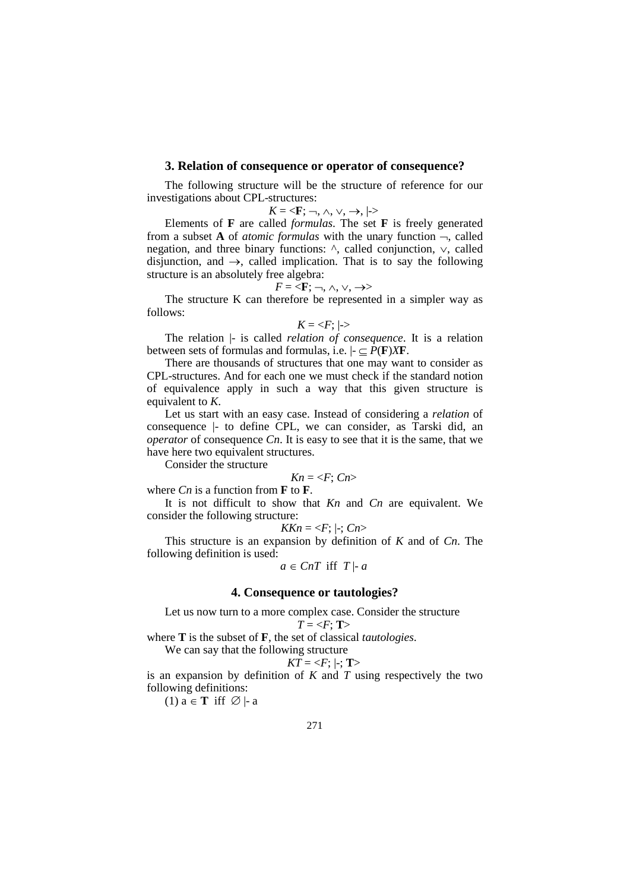## 3. Relation of consequence or operator of consequence?

The following structure will be the structure of reference for our investigations about CPL-structures:

$$K = <\mathbf{F}; \neg, \wedge, \vee, \rightarrow, |\text{-}>$$

Elements of **F** are called *formulas*. The set **F** is freely generated from a subset **A** of *atomic formulas* with the unary function $\neg$, called negation, and three binary functions: $\wedge$, called conjunction, $\vee$, called disjunction, and $\rightarrow$, called implication. That is to say the following structure is an absolutely free algebra:

$$F = <\mathbf{F}; \neg, \wedge, \vee, \rightarrow>$$

The structure K can therefore be represented in a simpler way as follows:

$$K = <F; |\text{-}>$$

The relation |- is called *relation of consequence*. It is a relation between sets of formulas and formulas, i.e. $|\text{-} \subseteq P(\mathbf{F})X\mathbf{F}$.

There are thousands of structures that one may want to consider as CPL-structures. And for each one we must check if the standard notion of equivalence apply in such a way that this given structure is equivalent to $K$.

Let us start with an easy case. Instead of considering a *relation* of consequence |- to define CPL, we can consider, as Tarski did, an *operator* of consequence $Cn$. It is easy to see that it is the same, that we have here two equivalent structures.

Consider the structure

$$Kn = <F; Cn>$$

where $Cn$ is a function from **F** to **F**.

It is not difficult to show that $Kn$ and $Cn$ are equivalent. We consider the following structure:

$$KKn = <F; |\text{-}; Cn>$$

This structure is an expansion by definition of $K$ and of $Cn$. The following definition is used:

$$a \in CnT \text{ iff } T \,|\text{-}\, a$$

## 4. Consequence or tautologies?

Let us now turn to a more complex case. Consider the structure

$$T = <F; \mathbf{T}>$$

where **T** is the subset of **F**, the set of classical *tautologies*.

We can say that the following structure

$$KT = <F; |\text{-}; \mathbf{T}>$$

is an expansion by definition of $K$ and $T$ using respectively the two following definitions:

(1) $a \in \mathbf{T}$ iff $\varnothing \,|\text{-}\, a$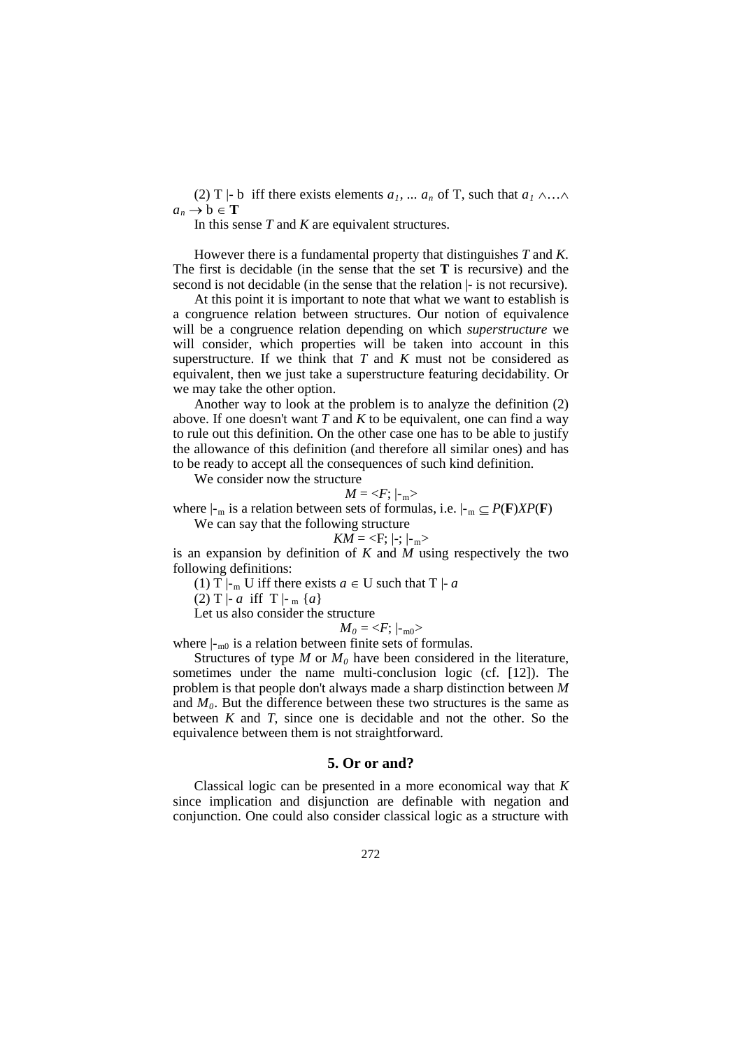(2) T |- b iff there exists elements $a_1$, ... $a_n$ of T, such that $a_1 \wedge \ldots \wedge a_n \rightarrow b \in \mathbf{T}$

In this sense *T* and *K* are equivalent structures.

However there is a fundamental property that distinguishes *T* and *K*. The first is decidable (in the sense that the set **T** is recursive) and the second is not decidable (in the sense that the relation |- is not recursive).

At this point it is important to note that what we want to establish is a congruence relation between structures. Our notion of equivalence will be a congruence relation depending on which *superstructure* we will consider, which properties will be taken into account in this superstructure. If we think that *T* and *K* must not be considered as equivalent, then we just take a superstructure featuring decidability. Or we may take the other option.

Another way to look at the problem is to analyze the definition (2) above. If one doesn't want *T* and *K* to be equivalent, one can find a way to rule out this definition. On the other case one has to be able to justify the allowance of this definition (and therefore all similar ones) and has to be ready to accept all the consequences of such kind definition.

We consider now the structure

$$M = \langle F; |-_m \rangle$$

where $|-_m$ is a relation between sets of formulas, i.e. $|-_m \subseteq P(\mathbf{F})XP(\mathbf{F})$

We can say that the following structure

$$KM = \langle F; |-; |-_m \rangle$$

is an expansion by definition of *K* and *M* using respectively the two following definitions:

(1) T $|-_m$ U iff there exists $a \in$ U such that T |- $a$

(2) T |- $a$ iff T $|-_m$ $\{a\}$

Let us also consider the structure

$$M_0 = \langle F; |-_{m0} \rangle$$

where $|-_{m0}$ is a relation between finite sets of formulas.

Structures of type *M* or $M_0$ have been considered in the literature, sometimes under the name multi-conclusion logic (cf. [12]). The problem is that people don't always made a sharp distinction between *M* and $M_0$. But the difference between these two structures is the same as between *K* and *T*, since one is decidable and not the other. So the equivalence between them is not straightforward.

## 5. Or or and?

Classical logic can be presented in a more economical way that *K* since implication and disjunction are definable with negation and conjunction. One could also consider classical logic as a structure with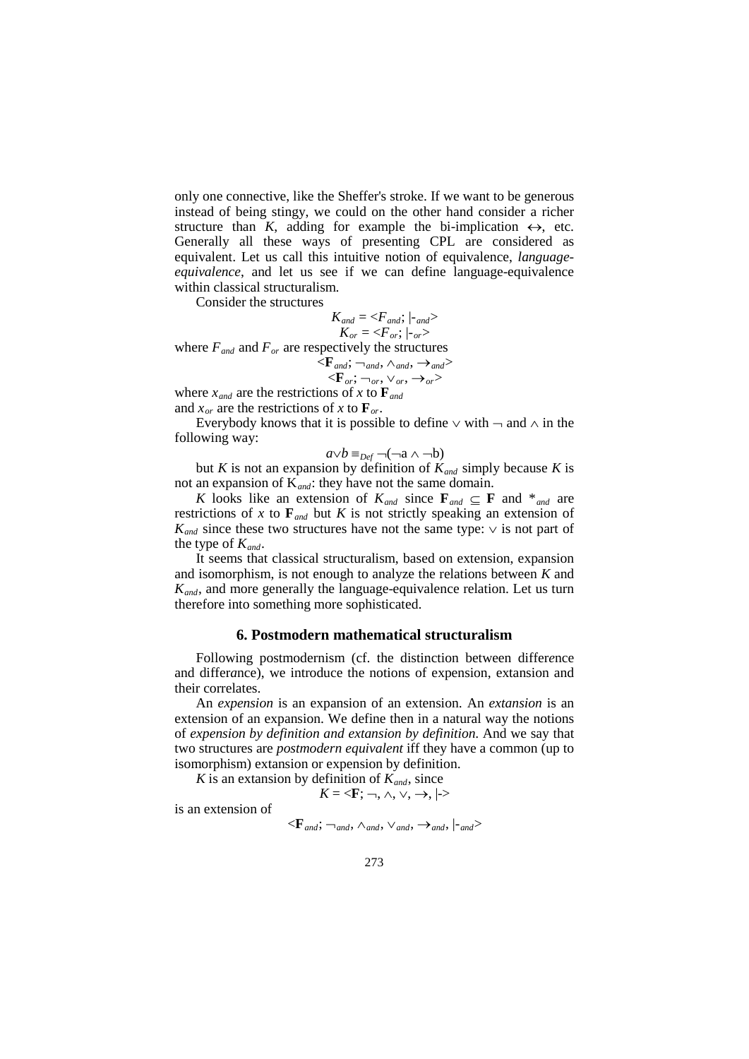only one connective, like the Sheffer's stroke. If we want to be generous instead of being stingy, we could on the other hand consider a richer structure than $K$, adding for example the bi-implication $\leftrightarrow$, etc. Generally all these ways of presenting CPL are considered as equivalent. Let us call this intuitive notion of equivalence, *language-equivalence*, and let us see if we can define language-equivalence within classical structuralism.

Consider the structures

$$K_{and} = \langle F_{and}; \vdash_{and} \rangle$$
$$K_{or} = \langle F_{or}; \vdash_{or} \rangle$$

where $F_{and}$ and $F_{or}$ are respectively the structures

$$\langle \mathbf{F}_{and}; \neg_{and}, \wedge_{and}, \rightarrow_{and} \rangle$$
$$\langle \mathbf{F}_{or}; \neg_{or}, \vee_{or}, \rightarrow_{or} \rangle$$

where $x_{and}$ are the restrictions of $x$ to $\mathbf{F}_{and}$ and $x_{or}$ are the restrictions of $x$ to $\mathbf{F}_{or}$.

Everybody knows that it is possible to define $\vee$ with $\neg$ and $\wedge$ in the following way:

$$a \vee b \equiv_{Def} \neg(\neg a \wedge \neg b)$$

but $K$ is not an expansion by definition of $K_{and}$ simply because $K$ is not an expansion of $K_{and}$: they have not the same domain.

$K$ looks like an extension of $K_{and}$ since $\mathbf{F}_{and} \subseteq \mathbf{F}$ and $*_{and}$ are restrictions of $x$ to $\mathbf{F}_{and}$ but $K$ is not strictly speaking an extension of $K_{and}$ since these two structures have not the same type: $\vee$ is not part of the type of $K_{and}$.

It seems that classical structuralism, based on extension, expansion and isomorphism, is not enough to analyze the relations between $K$ and $K_{and}$, and more generally the language-equivalence relation. Let us turn therefore into something more sophisticated.

## 6. Postmodern mathematical structuralism

Following postmodernism (cf. the distinction between difference and differ*a*nce), we introduce the notions of expension, extansion and their correlates.

An *expension* is an expansion of an extension. An *extansion* is an extension of an expansion. We define then in a natural way the notions of *expension by definition and extansion by definition.* And we say that two structures are *postmodern equivalent* iff they have a common (up to isomorphism) extansion or expension by definition.

$K$ is an extansion by definition of $K_{and}$, since

$$K = \langle \mathbf{F}; \neg, \wedge, \vee, \rightarrow, \vdash \rangle$$

is an extension of

$$\langle \mathbf{F}_{and}; \neg_{and}, \wedge_{and}, \vee_{and}, \rightarrow_{and}, \vdash_{and} \rangle$$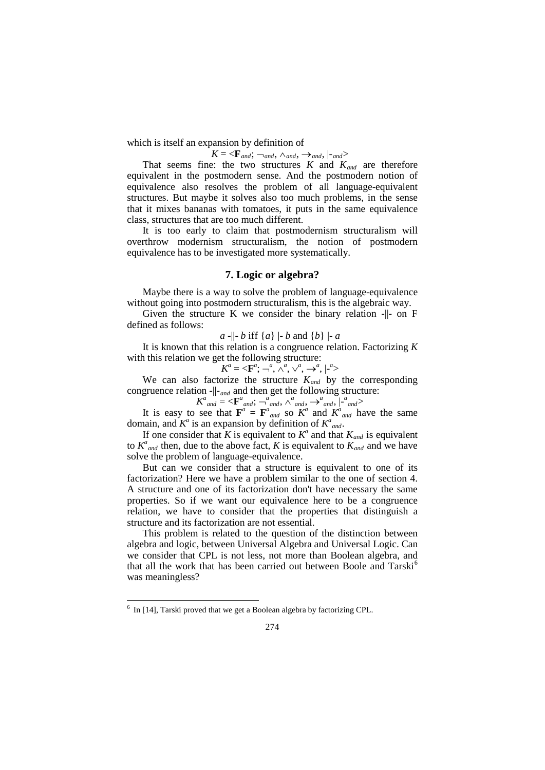which is itself an expansion by definition of

$$K = <\mathbf{F}_{and}; \neg_{and}, \wedge_{and}, \rightarrow_{and}, |\!-_{and}>$$

That seems fine: the two structures $K$ and $K_{and}$ are therefore equivalent in the postmodern sense. And the postmodern notion of equivalence also resolves the problem of all language-equivalent structures. But maybe it solves also too much problems, in the sense that it mixes bananas with tomatoes, it puts in the same equivalence class, structures that are too much different.

It is too early to claim that postmodernism structuralism will overthrow modernism structuralism, the notion of postmodern equivalence has to be investigated more systematically.

## 7. Logic or algebra?

Maybe there is a way to solve the problem of language-equivalence without going into postmodern structuralism, this is the algebraic way.

Given the structure K we consider the binary relation -||- on F defined as follows:

$$a \dashv\vdash b \text{ iff } \{a\} \vdash b \text{ and } \{b\} \vdash a$$

It is known that this relation is a congruence relation. Factorizing $K$ with this relation we get the following structure:

$$K^a = <\mathbf{F}^a; \neg^a, \wedge^a, \vee^a, \rightarrow^a, |\!-^a>$$

We can also factorize the structure $K_{and}$ by the corresponding congruence relation $\dashv\vdash_{and}$ and then get the following structure:

$$K^a_{and} = <\mathbf{F}^a_{and}; \neg^a_{and}, \wedge^a_{and}, \rightarrow^a_{and}, |\!-^a_{and}>$$

It is easy to see that $\mathbf{F}^a = \mathbf{F}^a_{and}$ so $K^a$ and $K^a_{and}$ have the same domain, and $K^a$ is an expansion by definition of $K^a_{and}$.

If one consider that $K$ is equivalent to $K^a$ and that $K_{and}$ is equivalent to $K^a_{and}$ then, due to the above fact, $K$ is equivalent to $K_{and}$ and we have solve the problem of language-equivalence.

But can we consider that a structure is equivalent to one of its factorization? Here we have a problem similar to the one of section 4. A structure and one of its factorization don't have necessary the same properties. So if we want our equivalence here to be a congruence relation, we have to consider that the properties that distinguish a structure and its factorization are not essential.

This problem is related to the question of the distinction between algebra and logic, between Universal Algebra and Universal Logic. Can we consider that CPL is not less, not more than Boolean algebra, and that all the work that has been carried out between Boole and Tarski[6] was meaningless?

---

[6] In [14], Tarski proved that we get a Boolean algebra by factorizing CPL.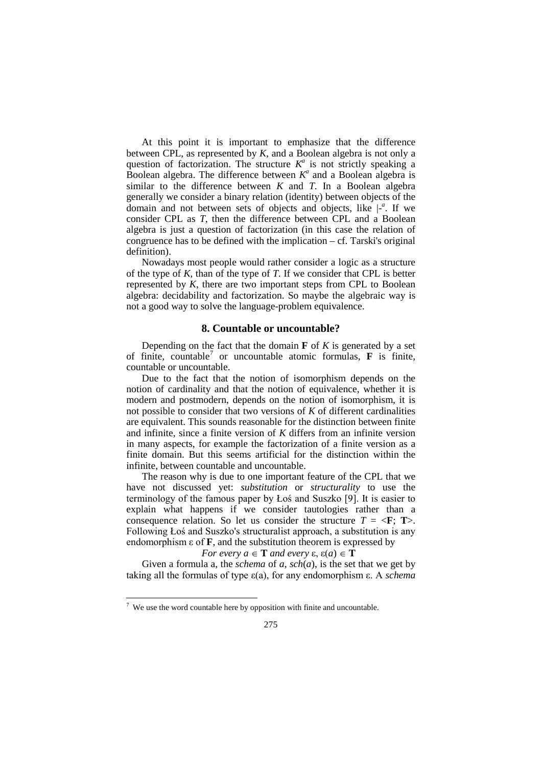At this point it is important to emphasize that the difference between CPL, as represented by *K*, and a Boolean algebra is not only a question of factorization. The structure $K^a$ is not strictly speaking a Boolean algebra. The difference between $K^a$ and a Boolean algebra is similar to the difference between *K* and *T*. In a Boolean algebra generally we consider a binary relation (identity) between objects of the domain and not between sets of objects and objects, like $|-^a$. If we consider CPL as *T*, then the difference between CPL and a Boolean algebra is just a question of factorization (in this case the relation of congruence has to be defined with the implication – cf. Tarski's original definition).

Nowadays most people would rather consider a logic as a structure of the type of *K*, than of the type of *T*. If we consider that CPL is better represented by *K*, there are two important steps from CPL to Boolean algebra: decidability and factorization. So maybe the algebraic way is not a good way to solve the language-problem equivalence.

## 8. Countable or uncountable?

Depending on the fact that the domain **F** of *K* is generated by a set of finite, countable[7] or uncountable atomic formulas, **F** is finite, countable or uncountable.

Due to the fact that the notion of isomorphism depends on the notion of cardinality and that the notion of equivalence, whether it is modern and postmodern, depends on the notion of isomorphism, it is not possible to consider that two versions of *K* of different cardinalities are equivalent. This sounds reasonable for the distinction between finite and infinite, since a finite version of *K* differs from an infinite version in many aspects, for example the factorization of a finite version as a finite domain. But this seems artificial for the distinction within the infinite, between countable and uncountable.

The reason why is due to one important feature of the CPL that we have not discussed yet: *substitution* or *structurality* to use the terminology of the famous paper by Łoś and Suszko [9]. It is easier to explain what happens if we consider tautologies rather than a consequence relation. So let us consider the structure $T = <\mathbf{F}; \mathbf{T}>$. Following Łoś and Suszko's structuralist approach, a substitution is any endomorphism ε of **F**, and the substitution theorem is expressed by

*For every* $a \in \mathbf{T}$ *and every* $\varepsilon$, $\varepsilon(a) \in \mathbf{T}$

Given a formula a, the *schema* of *a*, *sch*(*a*), is the set that we get by taking all the formulas of type ε(a), for any endomorphism ε. A *schema*

[7] We use the word countable here by opposition with finite and uncountable.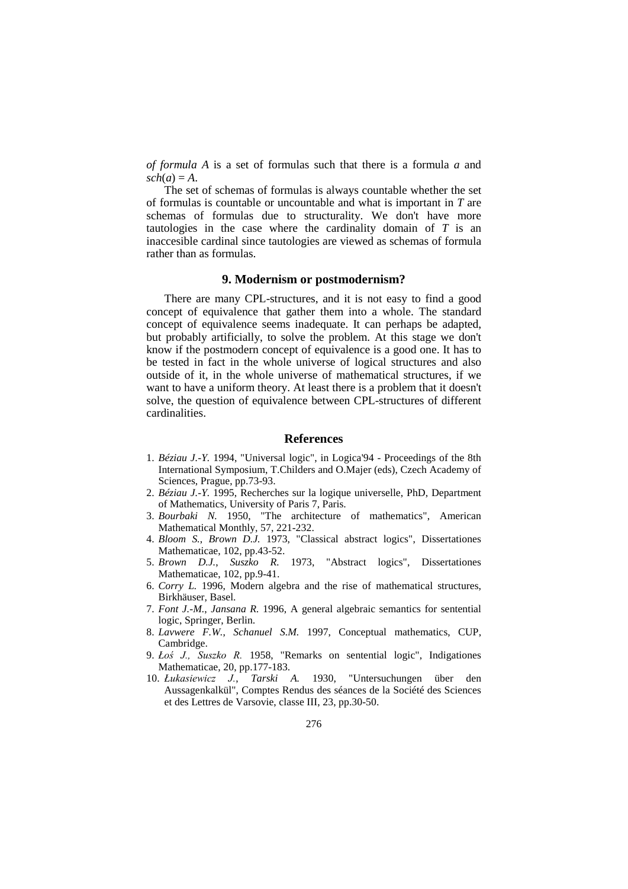*of formula A* is a set of formulas such that there is a formula $a$ and $sch(a) = A$.

The set of schemas of formulas is always countable whether the set of formulas is countable or uncountable and what is important in $T$ are schemas of formulas due to structurality. We don't have more tautologies in the case where the cardinality domain of $T$ is an inaccesible cardinal since tautologies are viewed as schemas of formula rather than as formulas.

## 9. Modernism or postmodernism?

There are many CPL-structures, and it is not easy to find a good concept of equivalence that gather them into a whole. The standard concept of equivalence seems inadequate. It can perhaps be adapted, but probably artificially, to solve the problem. At this stage we don't know if the postmodern concept of equivalence is a good one. It has to be tested in fact in the whole universe of logical structures and also outside of it, in the whole universe of mathematical structures, if we want to have a uniform theory. At least there is a problem that it doesn't solve, the question of equivalence between CPL-structures of different cardinalities.

## References

1. *Béziau J.-Y.* 1994, "Universal logic", in Logica'94 - Proceedings of the 8th International Symposium, T.Childers and O.Majer (eds), Czech Academy of Sciences, Prague, pp.73-93.
2. *Béziau J.-Y.* 1995, Recherches sur la logique universelle, PhD, Department of Mathematics, University of Paris 7, Paris.
3. *Bourbaki N.* 1950, "The architecture of mathematics", American Mathematical Monthly, 57, 221-232.
4. *Bloom S., Brown D.J.* 1973, "Classical abstract logics", Dissertationes Mathematicae, 102, pp.43-52.
5. *Brown D.J., Suszko R.* 1973, "Abstract logics", Dissertationes Mathematicae, 102, pp.9-41.
6. *Corry L.* 1996, Modern algebra and the rise of mathematical structures, Birkhäuser, Basel.
7. *Font J.-M., Jansana R.* 1996, A general algebraic semantics for sentential logic, Springer, Berlin.
8. *Lavwere F.W., Schanuel S.M.* 1997, Conceptual mathematics, CUP, Cambridge.
9. *Łoś J., Suszko R.* 1958, "Remarks on sentential logic", Indigationes Mathematicae, 20, pp.177-183.
10. *Łukasiewicz J., Tarski A.* 1930, "Untersuchungen über den Aussagenkalkül", Comptes Rendus des séances de la Société des Sciences et des Lettres de Varsovie, classe III, 23, pp.30-50.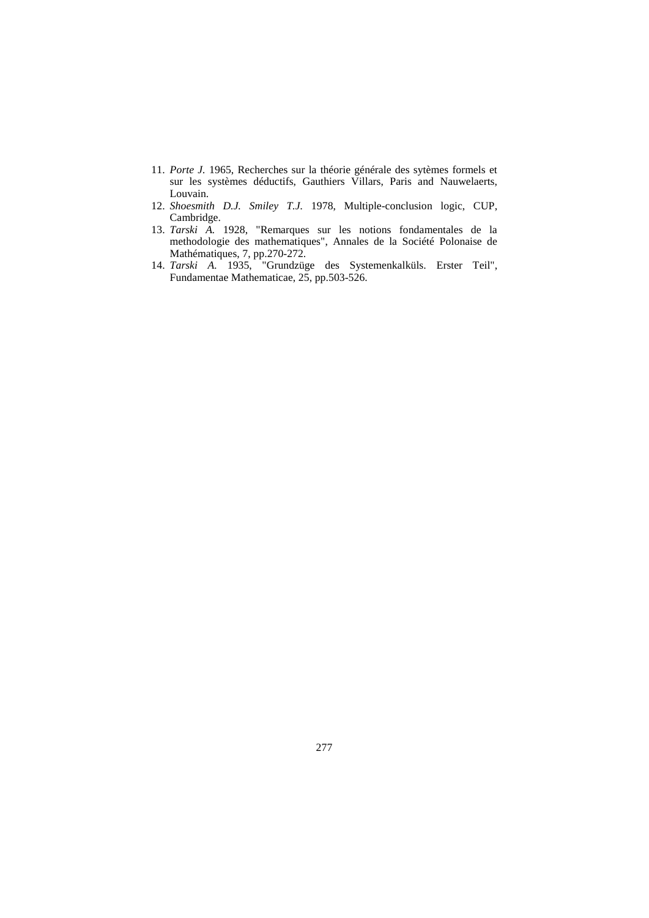11. *Porte J.* 1965, Recherches sur la théorie générale des sytèmes formels et sur les systèmes déductifs, Gauthiers Villars, Paris and Nauwelaerts, Louvain.
12. *Shoesmith D.J. Smiley T.J.* 1978, Multiple-conclusion logic, CUP, Cambridge.
13. *Tarski A.* 1928, "Remarques sur les notions fondamentales de la methodologie des mathematiques", Annales de la Société Polonaise de Mathématiques, 7, pp.270-272.
14. *Tarski A.* 1935, "Grundzüge des Systemenkalküls. Erster Teil", Fundamentae Mathematicae, 25, pp.503-526.